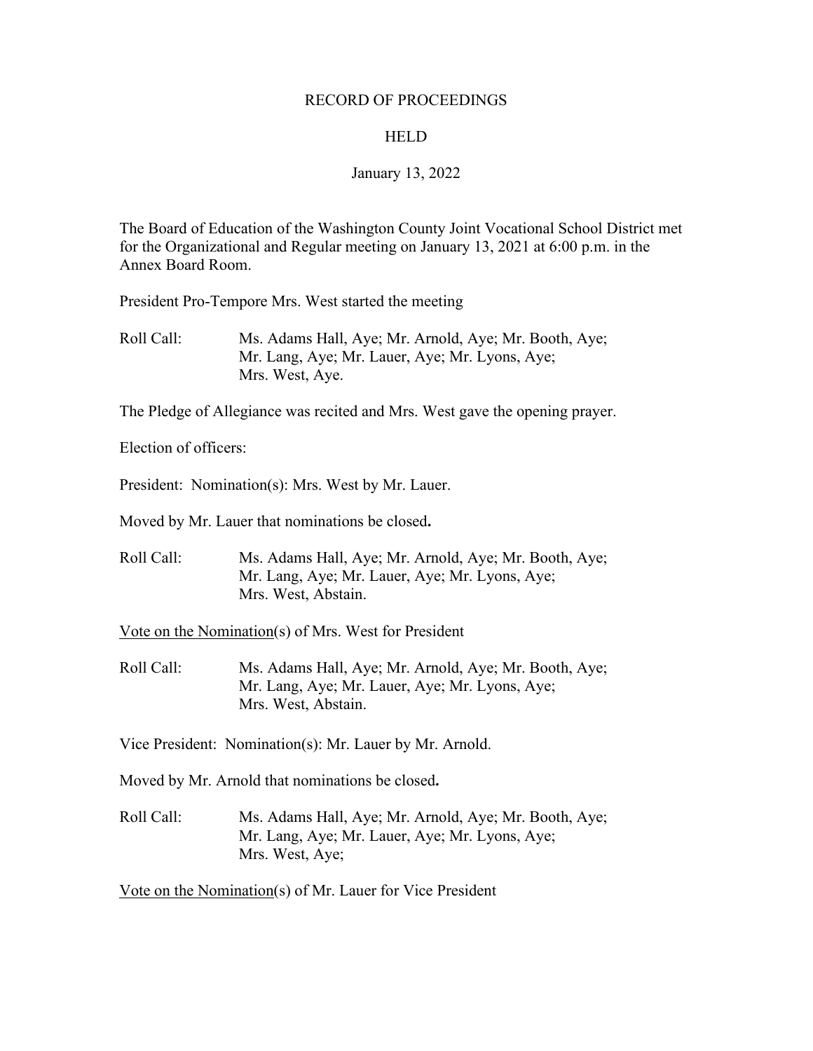RECORD OF PROCEEDINGS

HELD

January 13, 2022

The Board of Education of the Washington County Joint Vocational School District met for the Organizational and Regular meeting on January 13, 2021 at 6:00 p.m. in the Annex Board Room.

President Pro-Tempore Mrs. West started the meeting

Roll Call: Ms. Adams Hall, Aye; Mr. Arnold, Aye; Mr. Booth, Aye; Mr. Lang, Aye; Mr. Lauer, Aye; Mr. Lyons, Aye; Mrs. West, Aye.

The Pledge of Allegiance was recited and Mrs. West gave the opening prayer.

Election of officers:

President: Nomination(s): Mrs. West by Mr. Lauer.

Moved by Mr. Lauer that nominations be closed**.**

Roll Call: Ms. Adams Hall, Aye; Mr. Arnold, Aye; Mr. Booth, Aye; Mr. Lang, Aye; Mr. Lauer, Aye; Mr. Lyons, Aye; Mrs. West, Abstain.

Vote on the Nomination(s) of Mrs. West for President

Roll Call: Ms. Adams Hall, Aye; Mr. Arnold, Aye; Mr. Booth, Aye; Mr. Lang, Aye; Mr. Lauer, Aye; Mr. Lyons, Aye; Mrs. West, Abstain.

Vice President: Nomination(s): Mr. Lauer by Mr. Arnold.

Moved by Mr. Arnold that nominations be closed**.**

Roll Call: Ms. Adams Hall, Aye; Mr. Arnold, Aye; Mr. Booth, Aye; Mr. Lang, Aye; Mr. Lauer, Aye; Mr. Lyons, Aye; Mrs. West, Aye;

Vote on the Nomination(s) of Mr. Lauer for Vice President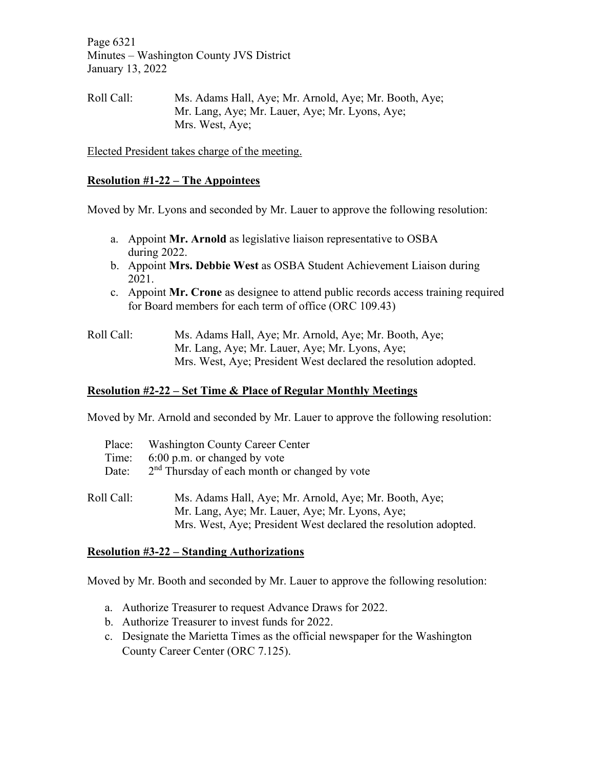Roll Call: Ms. Adams Hall, Aye; Mr. Arnold, Aye; Mr. Booth, Aye; Mr. Lang, Aye; Mr. Lauer, Aye; Mr. Lyons, Aye; Mrs. West, Aye;

Elected President takes charge of the meeting.

**Resolution #1-22 – The Appointees**

Moved by Mr. Lyons and seconded by Mr. Lauer to approve the following resolution:

a. Appoint **Mr. Arnold** as legislative liaison representative to OSBA during 2022.
b. Appoint **Mrs. Debbie West** as OSBA Student Achievement Liaison during 2021.
c. Appoint **Mr. Crone** as designee to attend public records access training required for Board members for each term of office (ORC 109.43)

Roll Call: Ms. Adams Hall, Aye; Mr. Arnold, Aye; Mr. Booth, Aye; Mr. Lang, Aye; Mr. Lauer, Aye; Mr. Lyons, Aye; Mrs. West, Aye; President West declared the resolution adopted.

**Resolution #2-22 – Set Time & Place of Regular Monthly Meetings**

Moved by Mr. Arnold and seconded by Mr. Lauer to approve the following resolution:

Place: Washington County Career Center
Time: 6:00 p.m. or changed by vote
Date: 2nd Thursday of each month or changed by vote

Roll Call: Ms. Adams Hall, Aye; Mr. Arnold, Aye; Mr. Booth, Aye; Mr. Lang, Aye; Mr. Lauer, Aye; Mr. Lyons, Aye; Mrs. West, Aye; President West declared the resolution adopted.

**Resolution #3-22 – Standing Authorizations**

Moved by Mr. Booth and seconded by Mr. Lauer to approve the following resolution:

a. Authorize Treasurer to request Advance Draws for 2022.
b. Authorize Treasurer to invest funds for 2022.
c. Designate the Marietta Times as the official newspaper for the Washington County Career Center (ORC 7.125).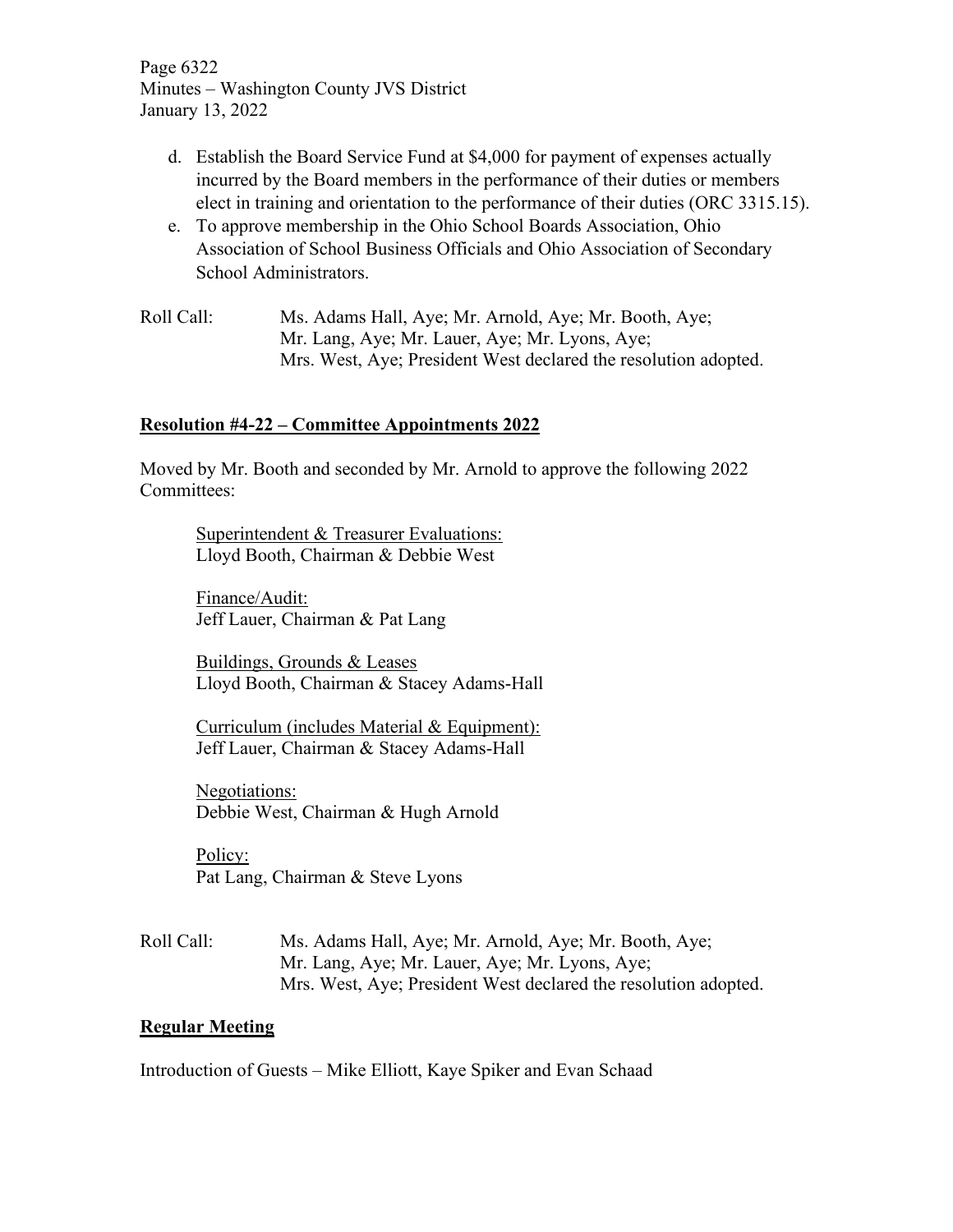d. Establish the Board Service Fund at $4,000 for payment of expenses actually incurred by the Board members in the performance of their duties or members elect in training and orientation to the performance of their duties (ORC 3315.15).
e. To approve membership in the Ohio School Boards Association, Ohio Association of School Business Officials and Ohio Association of Secondary School Administrators.

Roll Call: Ms. Adams Hall, Aye; Mr. Arnold, Aye; Mr. Booth, Aye; Mr. Lang, Aye; Mr. Lauer, Aye; Mr. Lyons, Aye; Mrs. West, Aye; President West declared the resolution adopted.

**Resolution #4-22 – Committee Appointments 2022**

Moved by Mr. Booth and seconded by Mr. Arnold to approve the following 2022 Committees:

Superintendent & Treasurer Evaluations:
Lloyd Booth, Chairman & Debbie West

Finance/Audit:
Jeff Lauer, Chairman & Pat Lang

Buildings, Grounds & Leases
Lloyd Booth, Chairman & Stacey Adams-Hall

Curriculum (includes Material & Equipment):
Jeff Lauer, Chairman & Stacey Adams-Hall

Negotiations:
Debbie West, Chairman & Hugh Arnold

Policy:
Pat Lang, Chairman & Steve Lyons

Roll Call: Ms. Adams Hall, Aye; Mr. Arnold, Aye; Mr. Booth, Aye; Mr. Lang, Aye; Mr. Lauer, Aye; Mr. Lyons, Aye; Mrs. West, Aye; President West declared the resolution adopted.

**Regular Meeting**

Introduction of Guests – Mike Elliott, Kaye Spiker and Evan Schaad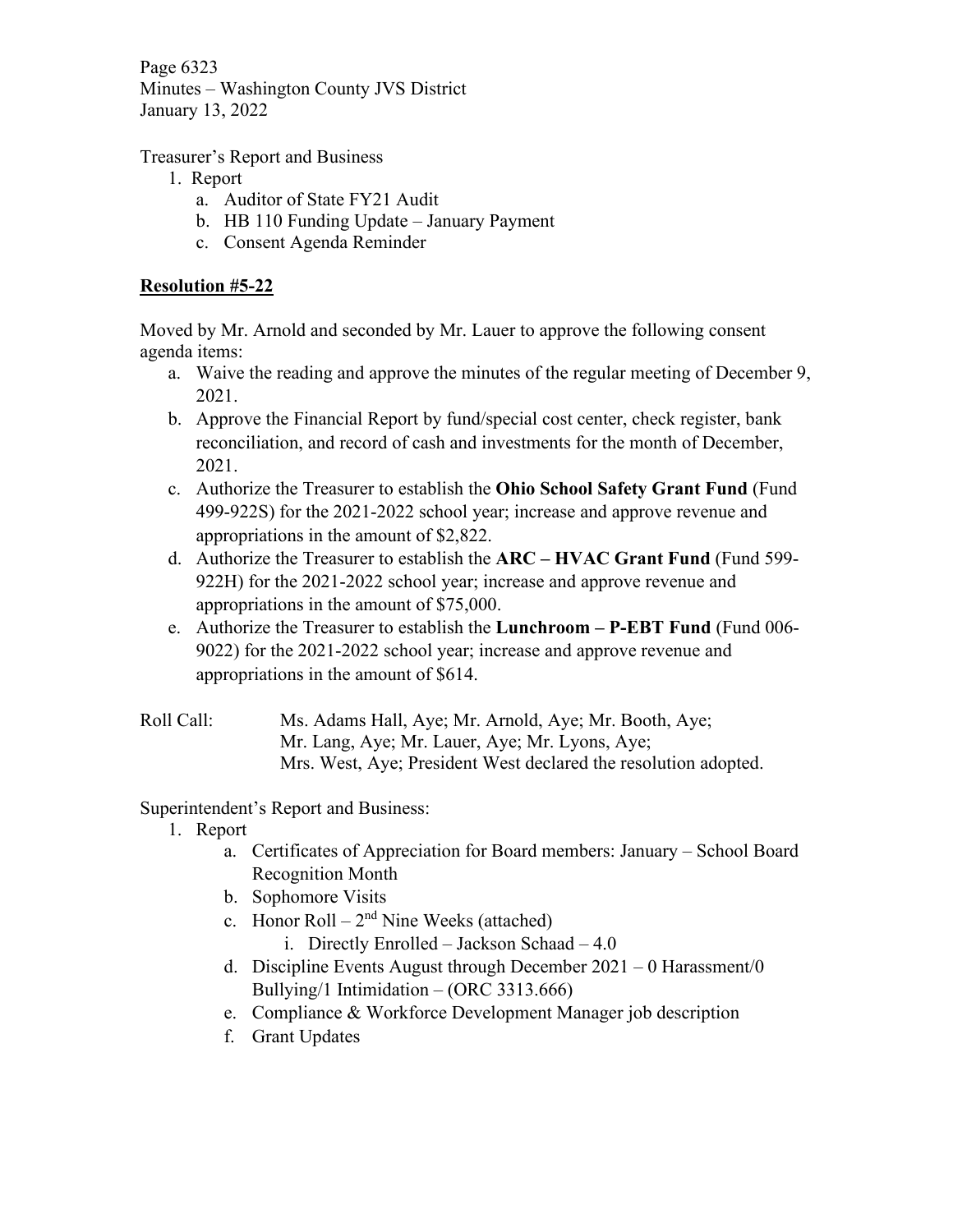Treasurer's Report and Business

1. Report
   a. Auditor of State FY21 Audit
   b. HB 110 Funding Update – January Payment
   c. Consent Agenda Reminder

**Resolution #5-22**

Moved by Mr. Arnold and seconded by Mr. Lauer to approve the following consent agenda items:

a. Waive the reading and approve the minutes of the regular meeting of December 9, 2021.
b. Approve the Financial Report by fund/special cost center, check register, bank reconciliation, and record of cash and investments for the month of December, 2021.
c. Authorize the Treasurer to establish the **Ohio School Safety Grant Fund** (Fund 499-922S) for the 2021-2022 school year; increase and approve revenue and appropriations in the amount of $2,822.
d. Authorize the Treasurer to establish the **ARC – HVAC Grant Fund** (Fund 599-922H) for the 2021-2022 school year; increase and approve revenue and appropriations in the amount of $75,000.
e. Authorize the Treasurer to establish the **Lunchroom – P-EBT Fund** (Fund 006-9022) for the 2021-2022 school year; increase and approve revenue and appropriations in the amount of $614.

Roll Call: Ms. Adams Hall, Aye; Mr. Arnold, Aye; Mr. Booth, Aye; Mr. Lang, Aye; Mr. Lauer, Aye; Mr. Lyons, Aye; Mrs. West, Aye; President West declared the resolution adopted.

Superintendent's Report and Business:

1. Report
   a. Certificates of Appreciation for Board members: January – School Board Recognition Month
   b. Sophomore Visits
   c. Honor Roll – 2nd Nine Weeks (attached)
      i. Directly Enrolled – Jackson Schaad – 4.0
   d. Discipline Events August through December 2021 – 0 Harassment/0 Bullying/1 Intimidation – (ORC 3313.666)
   e. Compliance & Workforce Development Manager job description
   f. Grant Updates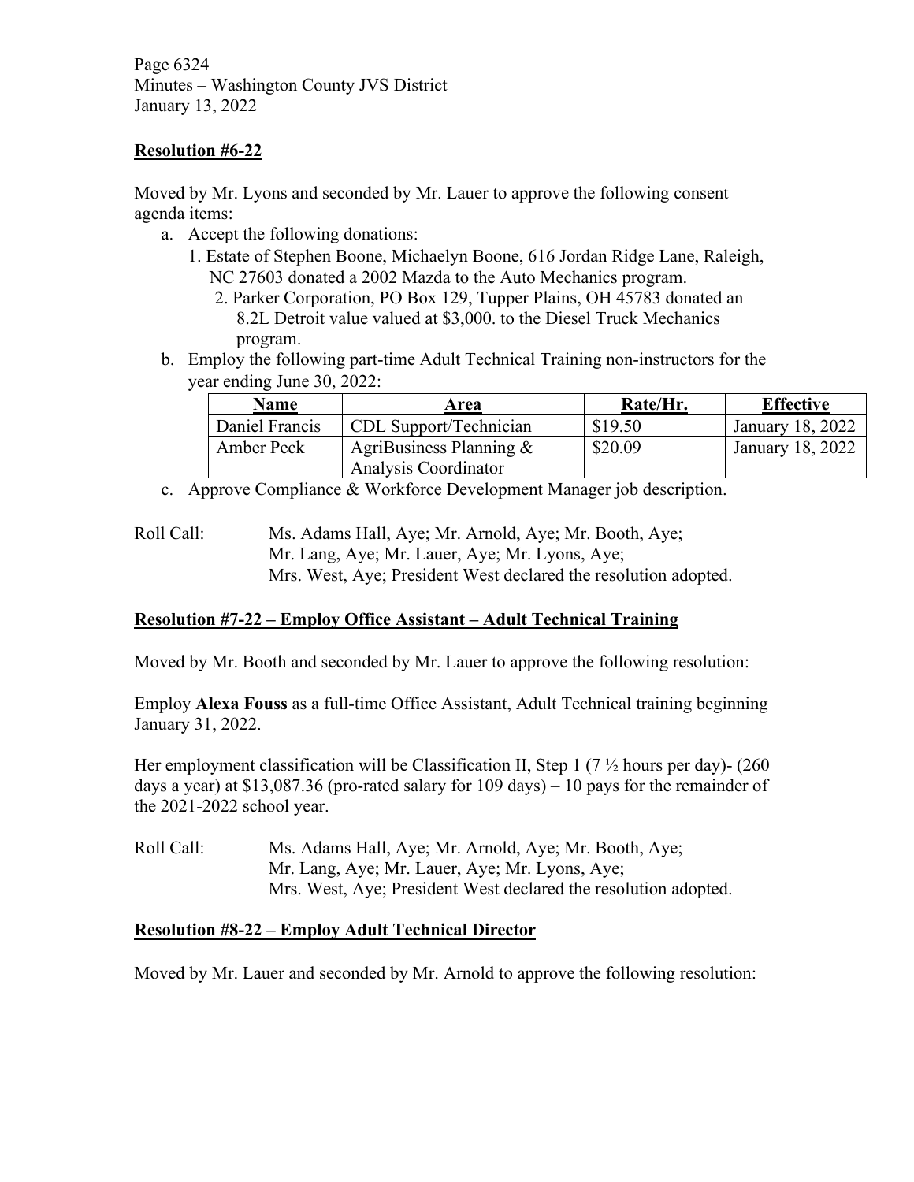**Resolution #6-22**

Moved by Mr. Lyons and seconded by Mr. Lauer to approve the following consent agenda items:

a. Accept the following donations:
   1. Estate of Stephen Boone, Michaelyn Boone, 616 Jordan Ridge Lane, Raleigh, NC 27603 donated a 2002 Mazda to the Auto Mechanics program.
   2. Parker Corporation, PO Box 129, Tupper Plains, OH 45783 donated an 8.2L Detroit value valued at $3,000. to the Diesel Truck Mechanics program.
b. Employ the following part-time Adult Technical Training non-instructors for the year ending June 30, 2022:

| Name | Area | Rate/Hr. | Effective |
|---|---|---|---|
| Daniel Francis | CDL Support/Technician | $19.50 | January 18, 2022 |
| Amber Peck | AgriBusiness Planning & Analysis Coordinator | $20.09 | January 18, 2022 |

c. Approve Compliance & Workforce Development Manager job description.

Roll Call: Ms. Adams Hall, Aye; Mr. Arnold, Aye; Mr. Booth, Aye; Mr. Lang, Aye; Mr. Lauer, Aye; Mr. Lyons, Aye; Mrs. West, Aye; President West declared the resolution adopted.

**Resolution #7-22 – Employ Office Assistant – Adult Technical Training**

Moved by Mr. Booth and seconded by Mr. Lauer to approve the following resolution:

Employ **Alexa Fouss** as a full-time Office Assistant, Adult Technical training beginning January 31, 2022.

Her employment classification will be Classification II, Step 1 (7 ½ hours per day)- (260 days a year) at $13,087.36 (pro-rated salary for 109 days) – 10 pays for the remainder of the 2021-2022 school year.

Roll Call: Ms. Adams Hall, Aye; Mr. Arnold, Aye; Mr. Booth, Aye; Mr. Lang, Aye; Mr. Lauer, Aye; Mr. Lyons, Aye; Mrs. West, Aye; President West declared the resolution adopted.

**Resolution #8-22 – Employ Adult Technical Director**

Moved by Mr. Lauer and seconded by Mr. Arnold to approve the following resolution: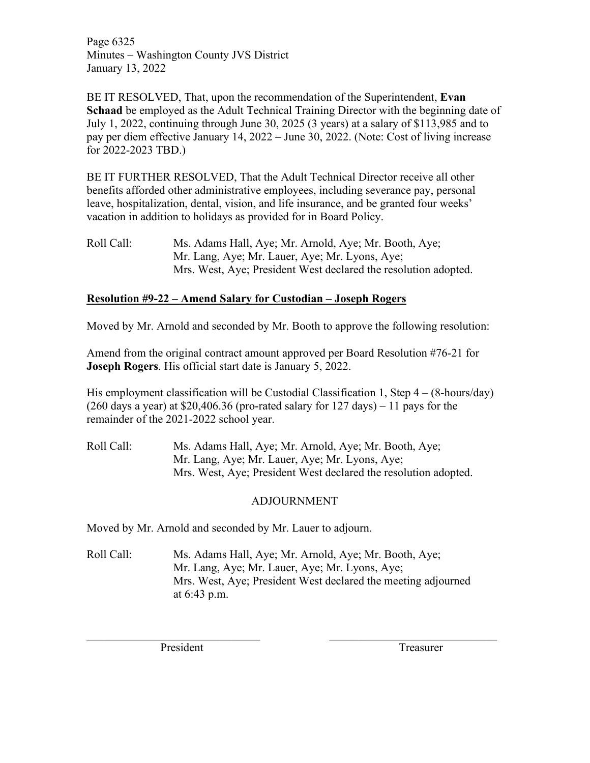BE IT RESOLVED, That, upon the recommendation of the Superintendent, **Evan Schaad** be employed as the Adult Technical Training Director with the beginning date of July 1, 2022, continuing through June 30, 2025 (3 years) at a salary of $113,985 and to pay per diem effective January 14, 2022 – June 30, 2022. (Note: Cost of living increase for 2022-2023 TBD.)

BE IT FURTHER RESOLVED, That the Adult Technical Director receive all other benefits afforded other administrative employees, including severance pay, personal leave, hospitalization, dental, vision, and life insurance, and be granted four weeks' vacation in addition to holidays as provided for in Board Policy.

Roll Call: Ms. Adams Hall, Aye; Mr. Arnold, Aye; Mr. Booth, Aye; Mr. Lang, Aye; Mr. Lauer, Aye; Mr. Lyons, Aye; Mrs. West, Aye; President West declared the resolution adopted.

**Resolution #9-22 – Amend Salary for Custodian – Joseph Rogers**

Moved by Mr. Arnold and seconded by Mr. Booth to approve the following resolution:

Amend from the original contract amount approved per Board Resolution #76-21 for **Joseph Rogers**. His official start date is January 5, 2022.

His employment classification will be Custodial Classification 1, Step 4 – (8-hours/day) (260 days a year) at $20,406.36 (pro-rated salary for 127 days) – 11 pays for the remainder of the 2021-2022 school year.

Roll Call: Ms. Adams Hall, Aye; Mr. Arnold, Aye; Mr. Booth, Aye; Mr. Lang, Aye; Mr. Lauer, Aye; Mr. Lyons, Aye; Mrs. West, Aye; President West declared the resolution adopted.

## ADJOURNMENT

Moved by Mr. Arnold and seconded by Mr. Lauer to adjourn.

Roll Call: Ms. Adams Hall, Aye; Mr. Arnold, Aye; Mr. Booth, Aye; Mr. Lang, Aye; Mr. Lauer, Aye; Mr. Lyons, Aye; Mrs. West, Aye; President West declared the meeting adjourned at 6:43 p.m.

\_\_\_\_\_\_\_\_\_\_\_\_\_\_\_\_\_\_\_\_\_\_\_\_\_\_\_\_\_\_
President

\_\_\_\_\_\_\_\_\_\_\_\_\_\_\_\_\_\_\_\_\_\_\_\_\_\_\_\_\_\_
Treasurer